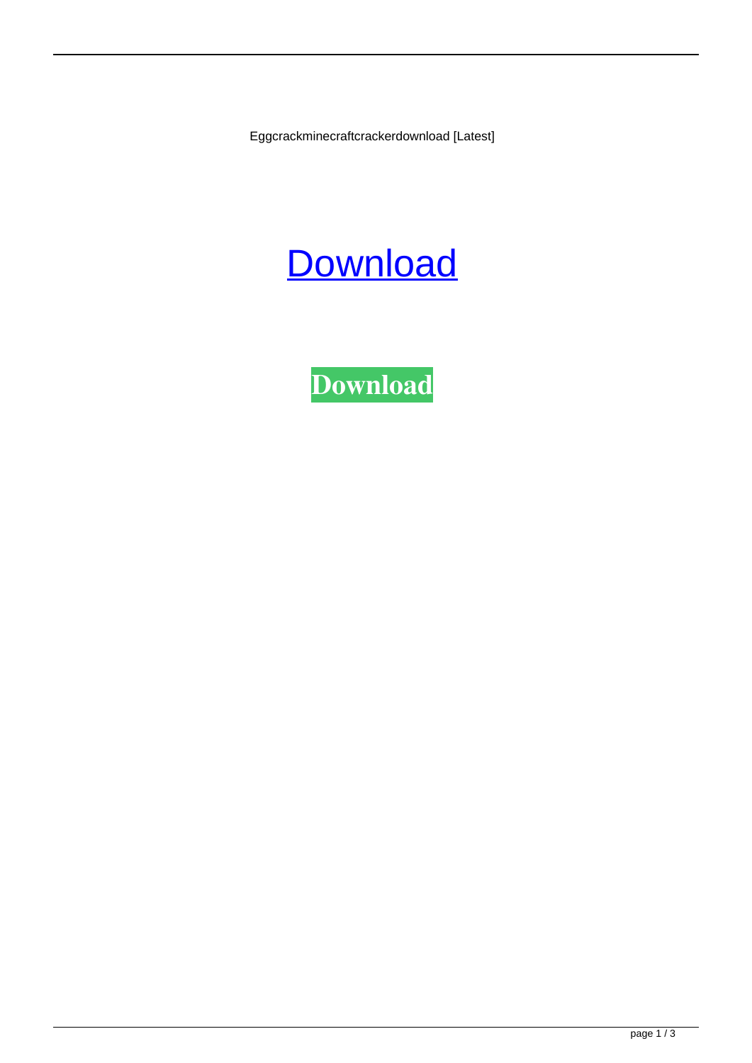Eggcrackminecraftcrackerdownload [Latest]

Download

**Download**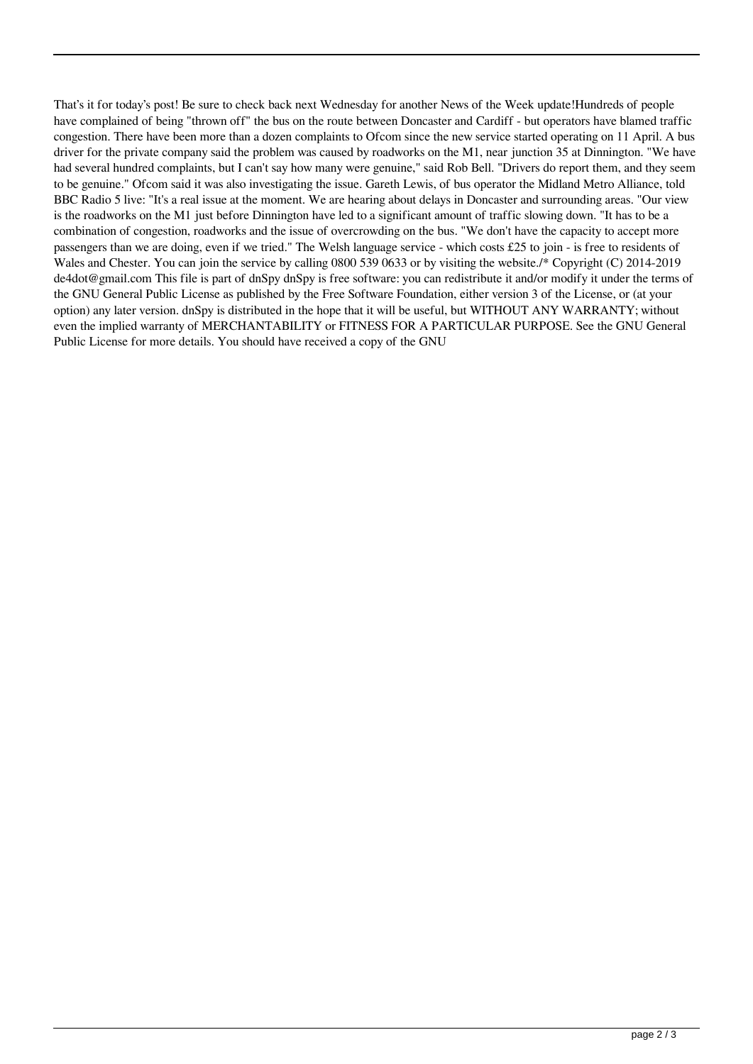That's it for today's post! Be sure to check back next Wednesday for another News of the Week update!Hundreds of people have complained of being "thrown off" the bus on the route between Doncaster and Cardiff - but operators have blamed traffic congestion. There have been more than a dozen complaints to Ofcom since the new service started operating on 11 April. A bus driver for the private company said the problem was caused by roadworks on the M1, near junction 35 at Dinnington. "We have had several hundred complaints, but I can't say how many were genuine," said Rob Bell. "Drivers do report them, and they seem to be genuine." Ofcom said it was also investigating the issue. Gareth Lewis, of bus operator the Midland Metro Alliance, told BBC Radio 5 live: "It's a real issue at the moment. We are hearing about delays in Doncaster and surrounding areas. "Our view is the roadworks on the M1 just before Dinnington have led to a significant amount of traffic slowing down. "It has to be a combination of congestion, roadworks and the issue of overcrowding on the bus. "We don't have the capacity to accept more passengers than we are doing, even if we tried." The Welsh language service - which costs £25 to join - is free to residents of Wales and Chester. You can join the service by calling 0800 539 0633 or by visiting the website./* Copyright (C) 2014-2019 de4dot@gmail.com This file is part of dnSpy dnSpy is free software: you can redistribute it and/or modify it under the terms of the GNU General Public License as published by the Free Software Foundation, either version 3 of the License, or (at your option) any later version. dnSpy is distributed in the hope that it will be useful, but WITHOUT ANY WARRANTY; without even the implied warranty of MERCHANTABILITY or FITNESS FOR A PARTICULAR PURPOSE. See the GNU General Public License for more details. You should have received a copy of the GNU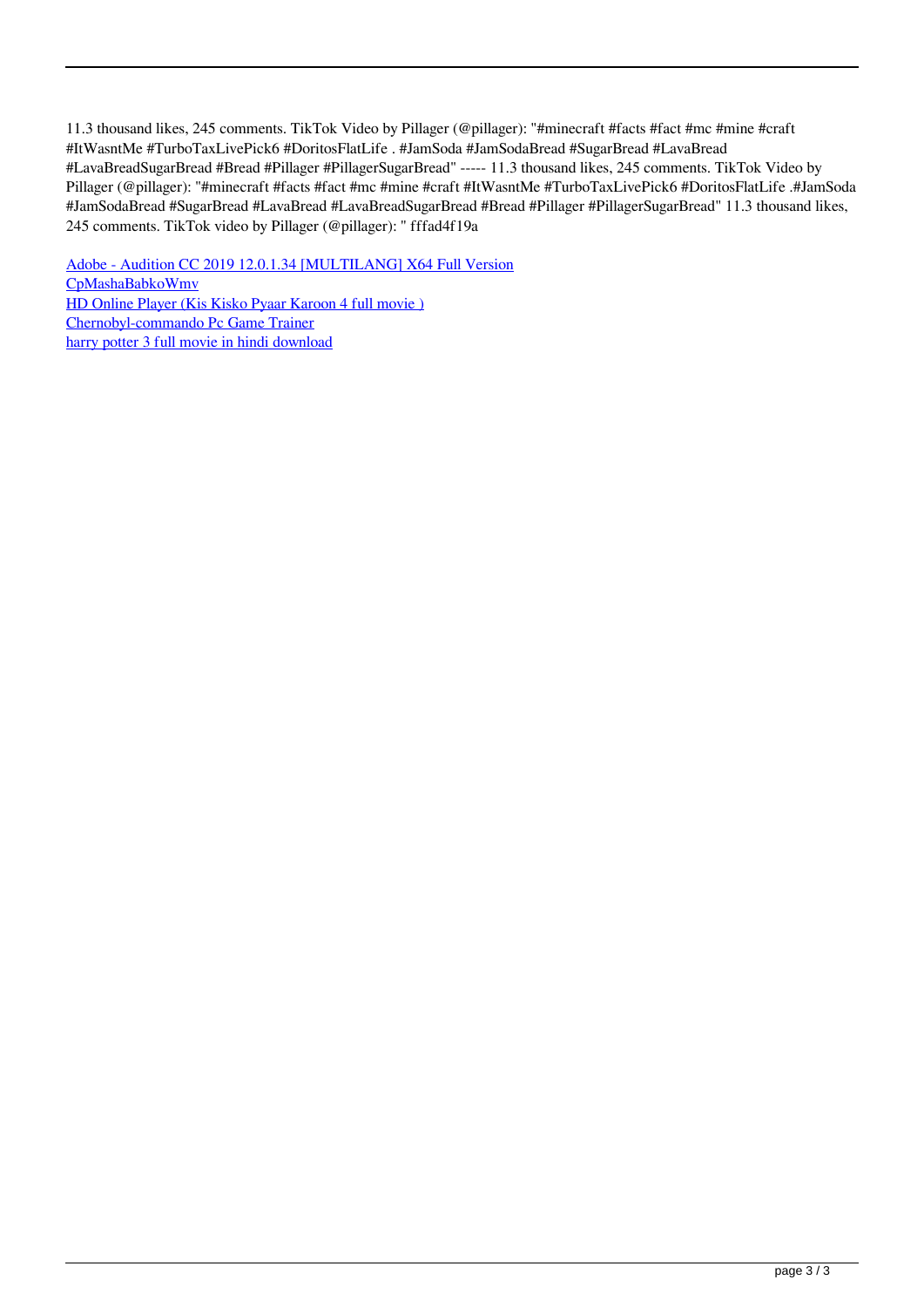11.3 thousand likes, 245 comments. TikTok Video by Pillager (@pillager): "#minecraft #facts #fact #mc #mine #craft #ItWasntMe #TurboTaxLivePick6 #DoritosFlatLife . #JamSoda #JamSodaBread #SugarBread #LavaBread #LavaBreadSugarBread #Bread #Pillager #PillagerSugarBread" ----- 11.3 thousand likes, 245 comments. TikTok Video by Pillager (@pillager): "#minecraft #facts #fact #mc #mine #craft #ItWasntMe #TurboTaxLivePick6 #DoritosFlatLife .#JamSoda #JamSodaBread #SugarBread #LavaBread #LavaBreadSugarBread #Bread #Pillager #PillagerSugarBread" 11.3 thousand likes, 245 comments. TikTok video by Pillager (@pillager): " fffad4f19a

Adobe - Audition CC 2019 12.0.1.34 [MULTILANG] X64 Full Version
CpMashaBabkoWmv
HD Online Player (Kis Kisko Pyaar Karoon 4 full movie )
Chernobyl-commando Pc Game Trainer
harry potter 3 full movie in hindi download